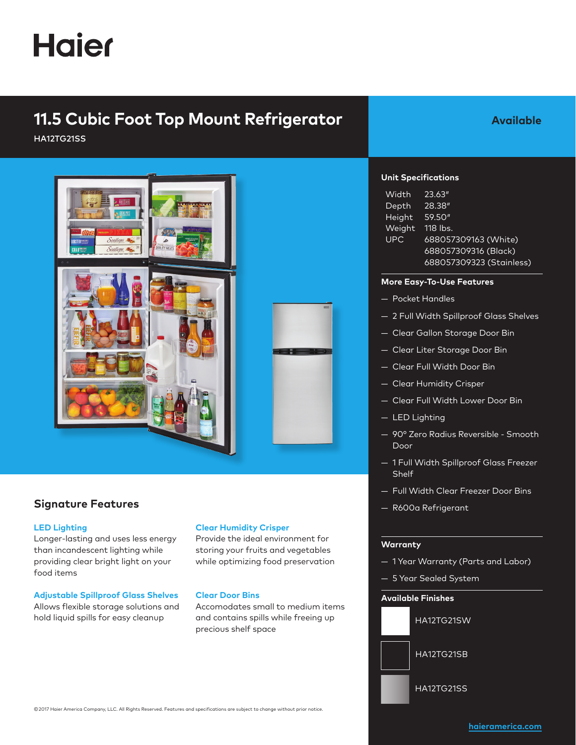# Haier

## 11.5 Cubic Foot Top Mount Refrigerator

HA12TG21SS

**Available**

### Unit Specifications

| | |
|---|---|
| Width | 23.63" |
| Depth | 28.38" |
| Height | 59.50" |
| Weight | 118 lbs. |
| UPC | 688057309163 (White)<br>688057309316 (Black)<br>688057309323 (Stainless) |

### More Easy-To-Use Features

- Pocket Handles
- 2 Full Width Spillproof Glass Shelves
- Clear Gallon Storage Door Bin
- Clear Liter Storage Door Bin
- Clear Full Width Door Bin
- Clear Humidity Crisper
- Clear Full Width Lower Door Bin
- LED Lighting
- 90° Zero Radius Reversible - Smooth Door
- 1 Full Width Spillproof Glass Freezer Shelf
- Full Width Clear Freezer Door Bins
- R600a Refrigerant

### Warranty

- 1 Year Warranty (Parts and Labor)
- 5 Year Sealed System

### Available Finishes

- HA12TG21SW
- HA12TG21SB
- HA12TG21SS

## Signature Features

**LED Lighting**
Longer-lasting and uses less energy than incandescent lighting while providing clear bright light on your food items

**Adjustable Spillproof Glass Shelves**
Allows flexible storage solutions and hold liquid spills for easy cleanup

**Clear Humidity Crisper**
Provide the ideal environment for storing your fruits and vegetables while optimizing food preservation

**Clear Door Bins**
Accomodates small to medium items and contains spills while freeing up precious shelf space

©2017 Haier America Company, LLC. All Rights Reserved. Features and specifications are subject to change without prior notice.

haieramerica.com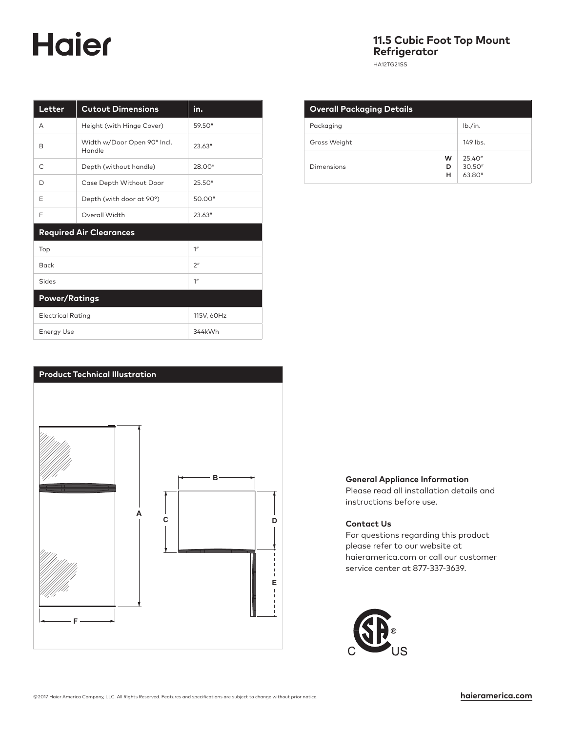# Haier

## 11.5 Cubic Foot Top Mount Refrigerator

HA12TG21SS

| Letter | Cutout Dimensions | in. |
|---|---|---|
| A | Height (with Hinge Cover) | 59.50" |
| B | Width w/Door Open 90° Incl. Handle | 23.63" |
| C | Depth (without handle) | 28.00" |
| D | Case Depth Without Door | 25.50" |
| E | Depth (with door at 90°) | 50.00" |
| F | Overall Width | 23.63" |
| **Required Air Clearances** | | |
| Top | | 1" |
| Back | | 2" |
| Sides | | 1" |
| **Power/Ratings** | | |
| Electrical Rating | | 115V, 60Hz |
| Energy Use | | 344kWh |

| Overall Packaging Details | | |
|---|---|---|
| Packaging | | lb./in. |
| Gross Weight | | 149 lbs. |
| Dimensions | W<br>D<br>H | 25.40"<br>30.50"<br>63.80" |

**Product Technical Illustration**

A
B
C
D
E
F

**General Appliance Information**
Please read all installation details and instructions before use.

**Contact Us**
For questions regarding this product please refer to our website at haieramerica.com or call our customer service center at 877-337-3639.

©2017 Haier America Company, LLC. All Rights Reserved. Features and specifications are subject to change without prior notice.

haieramerica.com